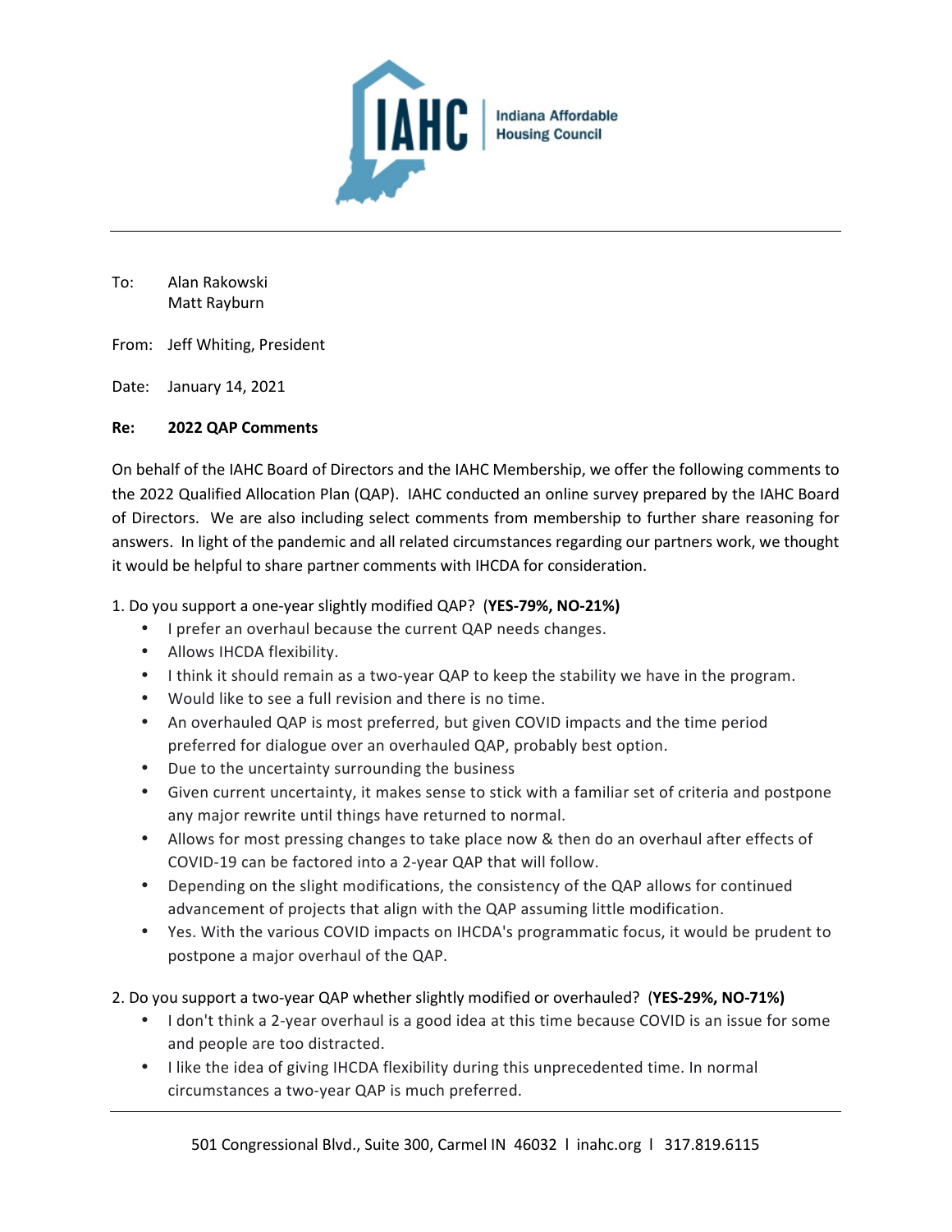IAHC | Indiana Affordable Housing Council

To: Alan Rakowski
Matt Rayburn

From: Jeff Whiting, President

Date: January 14, 2021

**Re: 2022 QAP Comments**

On behalf of the IAHC Board of Directors and the IAHC Membership, we offer the following comments to the 2022 Qualified Allocation Plan (QAP). IAHC conducted an online survey prepared by the IAHC Board of Directors. We are also including select comments from membership to further share reasoning for answers. In light of the pandemic and all related circumstances regarding our partners work, we thought it would be helpful to share partner comments with IHCDA for consideration.

1. Do you support a one-year slightly modified QAP? (**YES-79%, NO-21%)**
    - I prefer an overhaul because the current QAP needs changes.
    - Allows IHCDA flexibility.
    - I think it should remain as a two-year QAP to keep the stability we have in the program.
    - Would like to see a full revision and there is no time.
    - An overhauled QAP is most preferred, but given COVID impacts and the time period preferred for dialogue over an overhauled QAP, probably best option.
    - Due to the uncertainty surrounding the business
    - Given current uncertainty, it makes sense to stick with a familiar set of criteria and postpone any major rewrite until things have returned to normal.
    - Allows for most pressing changes to take place now & then do an overhaul after effects of COVID-19 can be factored into a 2-year QAP that will follow.
    - Depending on the slight modifications, the consistency of the QAP allows for continued advancement of projects that align with the QAP assuming little modification.
    - Yes. With the various COVID impacts on IHCDA's programmatic focus, it would be prudent to postpone a major overhaul of the QAP.

2. Do you support a two-year QAP whether slightly modified or overhauled? (**YES-29%, NO-71%)**
    - I don't think a 2-year overhaul is a good idea at this time because COVID is an issue for some and people are too distracted.
    - I like the idea of giving IHCDA flexibility during this unprecedented time. In normal circumstances a two-year QAP is much preferred.

501 Congressional Blvd., Suite 300, Carmel IN 46032 l inahc.org l 317.819.6115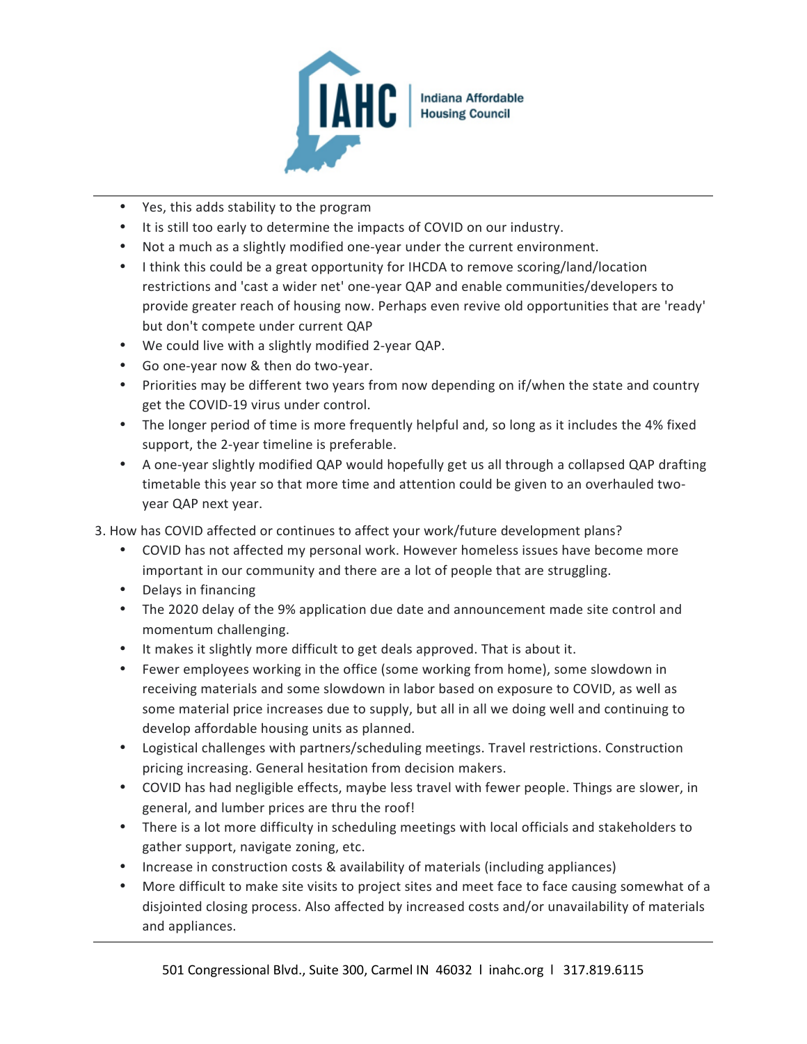- Yes, this adds stability to the program
- It is still too early to determine the impacts of COVID on our industry.
- Not a much as a slightly modified one-year under the current environment.
- I think this could be a great opportunity for IHCDA to remove scoring/land/location restrictions and 'cast a wider net' one-year QAP and enable communities/developers to provide greater reach of housing now. Perhaps even revive old opportunities that are 'ready' but don't compete under current QAP
- We could live with a slightly modified 2-year QAP.
- Go one-year now & then do two-year.
- Priorities may be different two years from now depending on if/when the state and country get the COVID-19 virus under control.
- The longer period of time is more frequently helpful and, so long as it includes the 4% fixed support, the 2-year timeline is preferable.
- A one-year slightly modified QAP would hopefully get us all through a collapsed QAP drafting timetable this year so that more time and attention could be given to an overhauled two-year QAP next year.

3. How has COVID affected or continues to affect your work/future development plans?
   - COVID has not affected my personal work. However homeless issues have become more important in our community and there are a lot of people that are struggling.
   - Delays in financing
   - The 2020 delay of the 9% application due date and announcement made site control and momentum challenging.
   - It makes it slightly more difficult to get deals approved. That is about it.
   - Fewer employees working in the office (some working from home), some slowdown in receiving materials and some slowdown in labor based on exposure to COVID, as well as some material price increases due to supply, but all in all we doing well and continuing to develop affordable housing units as planned.
   - Logistical challenges with partners/scheduling meetings. Travel restrictions. Construction pricing increasing. General hesitation from decision makers.
   - COVID has had negligible effects, maybe less travel with fewer people. Things are slower, in general, and lumber prices are thru the roof!
   - There is a lot more difficulty in scheduling meetings with local officials and stakeholders to gather support, navigate zoning, etc.
   - Increase in construction costs & availability of materials (including appliances)
   - More difficult to make site visits to project sites and meet face to face causing somewhat of a disjointed closing process. Also affected by increased costs and/or unavailability of materials and appliances.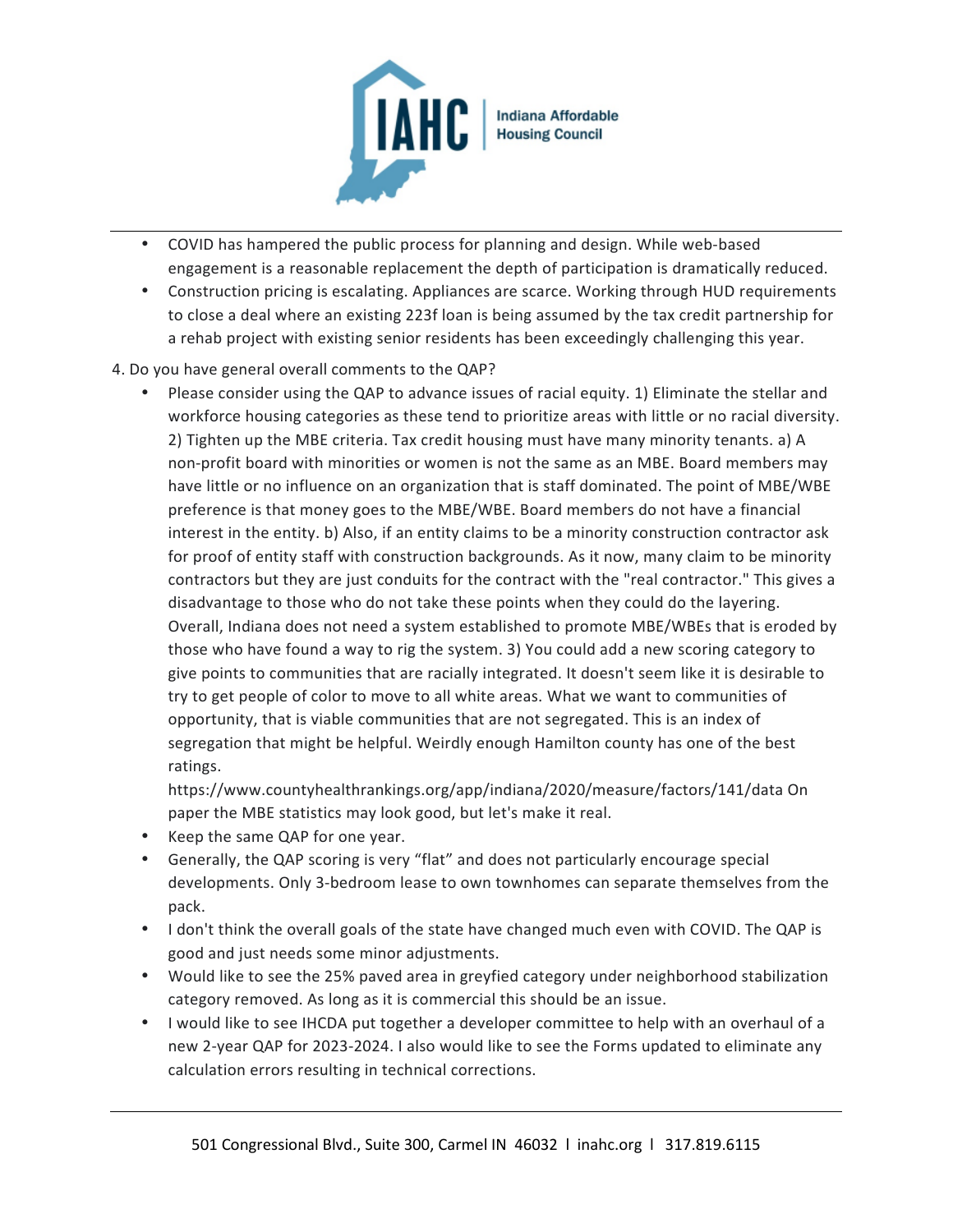- COVID has hampered the public process for planning and design. While web-based engagement is a reasonable replacement the depth of participation is dramatically reduced.
- Construction pricing is escalating. Appliances are scarce. Working through HUD requirements to close a deal where an existing 223f loan is being assumed by the tax credit partnership for a rehab project with existing senior residents has been exceedingly challenging this year.

4. Do you have general overall comments to the QAP?

- Please consider using the QAP to advance issues of racial equity. 1) Eliminate the stellar and workforce housing categories as these tend to prioritize areas with little or no racial diversity. 2) Tighten up the MBE criteria. Tax credit housing must have many minority tenants. a) A non-profit board with minorities or women is not the same as an MBE. Board members may have little or no influence on an organization that is staff dominated. The point of MBE/WBE preference is that money goes to the MBE/WBE. Board members do not have a financial interest in the entity. b) Also, if an entity claims to be a minority construction contractor ask for proof of entity staff with construction backgrounds. As it now, many claim to be minority contractors but they are just conduits for the contract with the "real contractor." This gives a disadvantage to those who do not take these points when they could do the layering. Overall, Indiana does not need a system established to promote MBE/WBEs that is eroded by those who have found a way to rig the system. 3) You could add a new scoring category to give points to communities that are racially integrated. It doesn't seem like it is desirable to try to get people of color to move to all white areas. What we want to communities of opportunity, that is viable communities that are not segregated. This is an index of segregation that might be helpful. Weirdly enough Hamilton county has one of the best ratings.
  https://www.countyhealthrankings.org/app/indiana/2020/measure/factors/141/data On paper the MBE statistics may look good, but let's make it real.
- Keep the same QAP for one year.
- Generally, the QAP scoring is very "flat" and does not particularly encourage special developments. Only 3-bedroom lease to own townhomes can separate themselves from the pack.
- I don't think the overall goals of the state have changed much even with COVID. The QAP is good and just needs some minor adjustments.
- Would like to see the 25% paved area in greyfied category under neighborhood stabilization category removed. As long as it is commercial this should be an issue.
- I would like to see IHCDA put together a developer committee to help with an overhaul of a new 2-year QAP for 2023-2024. I also would like to see the Forms updated to eliminate any calculation errors resulting in technical corrections.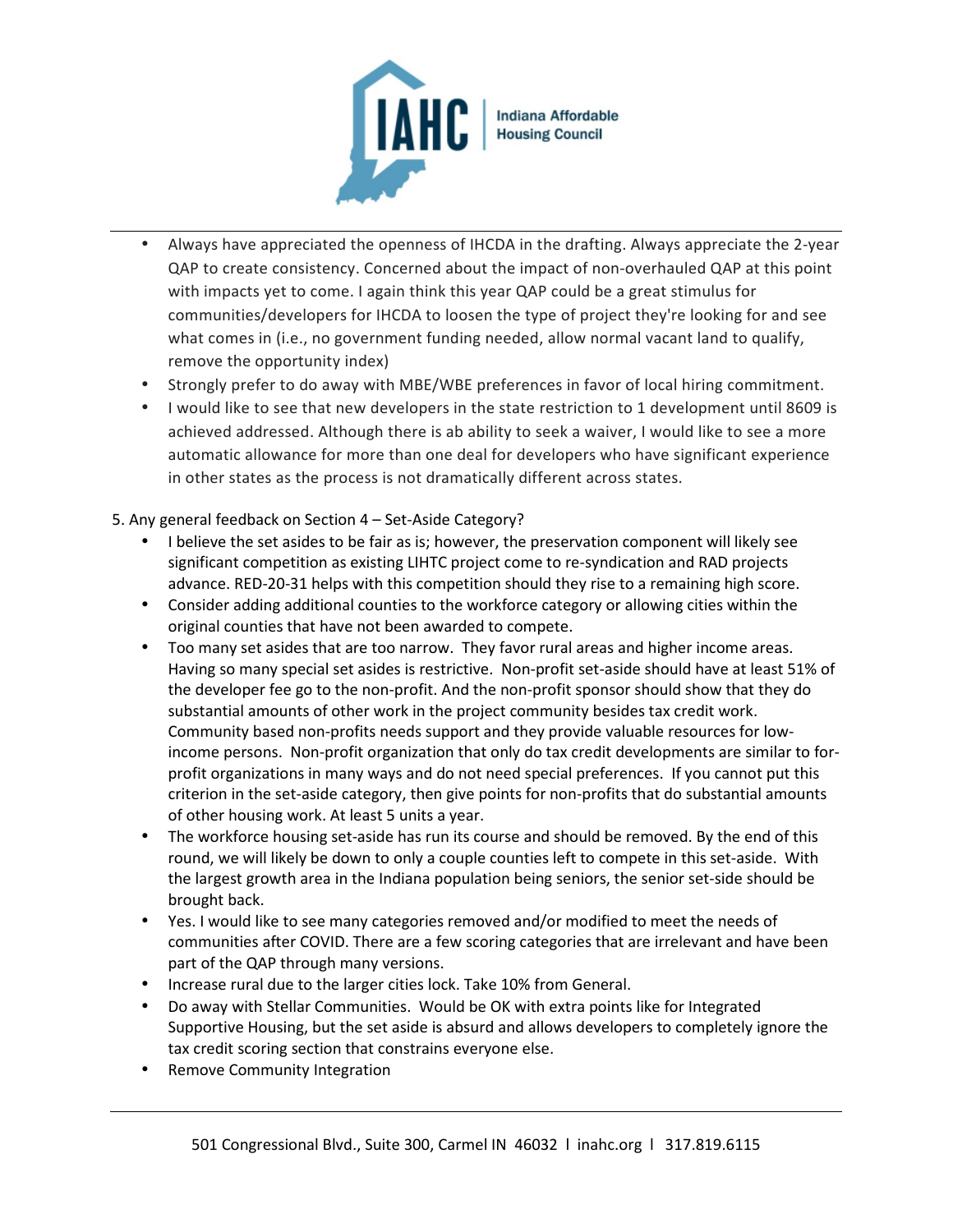- Always have appreciated the openness of IHCDA in the drafting. Always appreciate the 2-year QAP to create consistency. Concerned about the impact of non-overhauled QAP at this point with impacts yet to come. I again think this year QAP could be a great stimulus for communities/developers for IHCDA to loosen the type of project they're looking for and see what comes in (i.e., no government funding needed, allow normal vacant land to qualify, remove the opportunity index)
- Strongly prefer to do away with MBE/WBE preferences in favor of local hiring commitment.
- I would like to see that new developers in the state restriction to 1 development until 8609 is achieved addressed. Although there is ab ability to seek a waiver, I would like to see a more automatic allowance for more than one deal for developers who have significant experience in other states as the process is not dramatically different across states.

5. Any general feedback on Section 4 – Set-Aside Category?

- I believe the set asides to be fair as is; however, the preservation component will likely see significant competition as existing LIHTC project come to re-syndication and RAD projects advance. RED-20-31 helps with this competition should they rise to a remaining high score.
- Consider adding additional counties to the workforce category or allowing cities within the original counties that have not been awarded to compete.
- Too many set asides that are too narrow. They favor rural areas and higher income areas. Having so many special set asides is restrictive. Non-profit set-aside should have at least 51% of the developer fee go to the non-profit. And the non-profit sponsor should show that they do substantial amounts of other work in the project community besides tax credit work. Community based non-profits needs support and they provide valuable resources for low-income persons. Non-profit organization that only do tax credit developments are similar to for-profit organizations in many ways and do not need special preferences. If you cannot put this criterion in the set-aside category, then give points for non-profits that do substantial amounts of other housing work. At least 5 units a year.
- The workforce housing set-aside has run its course and should be removed. By the end of this round, we will likely be down to only a couple counties left to compete in this set-aside. With the largest growth area in the Indiana population being seniors, the senior set-side should be brought back.
- Yes. I would like to see many categories removed and/or modified to meet the needs of communities after COVID. There are a few scoring categories that are irrelevant and have been part of the QAP through many versions.
- Increase rural due to the larger cities lock. Take 10% from General.
- Do away with Stellar Communities. Would be OK with extra points like for Integrated Supportive Housing, but the set aside is absurd and allows developers to completely ignore the tax credit scoring section that constrains everyone else.
- Remove Community Integration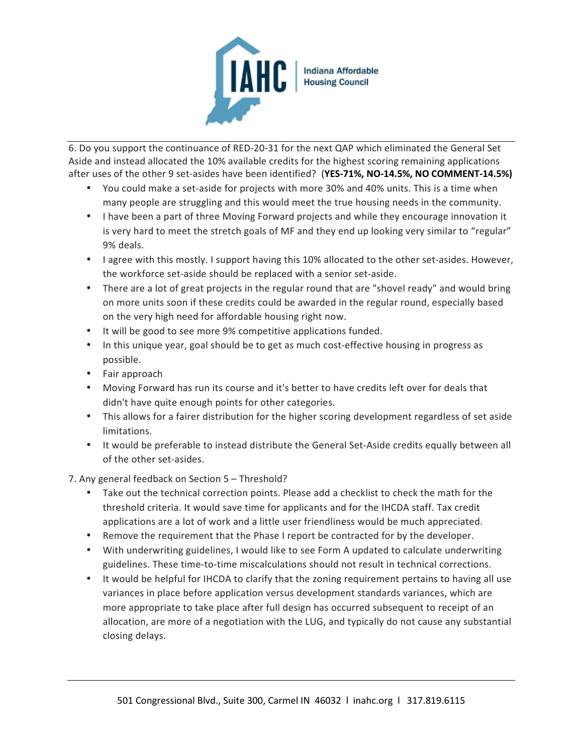6. Do you support the continuance of RED-20-31 for the next QAP which eliminated the General Set Aside and instead allocated the 10% available credits for the highest scoring remaining applications after uses of the other 9 set-asides have been identified? **(YES-71%, NO-14.5%, NO COMMENT-14.5%)**

- You could make a set-aside for projects with more 30% and 40% units. This is a time when many people are struggling and this would meet the true housing needs in the community.
- I have been a part of three Moving Forward projects and while they encourage innovation it is very hard to meet the stretch goals of MF and they end up looking very similar to “regular” 9% deals.
- I agree with this mostly. I support having this 10% allocated to the other set-asides. However, the workforce set-aside should be replaced with a senior set-aside.
- There are a lot of great projects in the regular round that are "shovel ready" and would bring on more units soon if these credits could be awarded in the regular round, especially based on the very high need for affordable housing right now.
- It will be good to see more 9% competitive applications funded.
- In this unique year, goal should be to get as much cost-effective housing in progress as possible.
- Fair approach
- Moving Forward has run its course and it's better to have credits left over for deals that didn't have quite enough points for other categories.
- This allows for a fairer distribution for the higher scoring development regardless of set aside limitations.
- It would be preferable to instead distribute the General Set-Aside credits equally between all of the other set-asides.

7. Any general feedback on Section 5 – Threshold?

- Take out the technical correction points. Please add a checklist to check the math for the threshold criteria. It would save time for applicants and for the IHCDA staff. Tax credit applications are a lot of work and a little user friendliness would be much appreciated.
- Remove the requirement that the Phase I report be contracted for by the developer.
- With underwriting guidelines, I would like to see Form A updated to calculate underwriting guidelines. These time-to-time miscalculations should not result in technical corrections.
- It would be helpful for IHCDA to clarify that the zoning requirement pertains to having all use variances in place before application versus development standards variances, which are more appropriate to take place after full design has occurred subsequent to receipt of an allocation, are more of a negotiation with the LUG, and typically do not cause any substantial closing delays.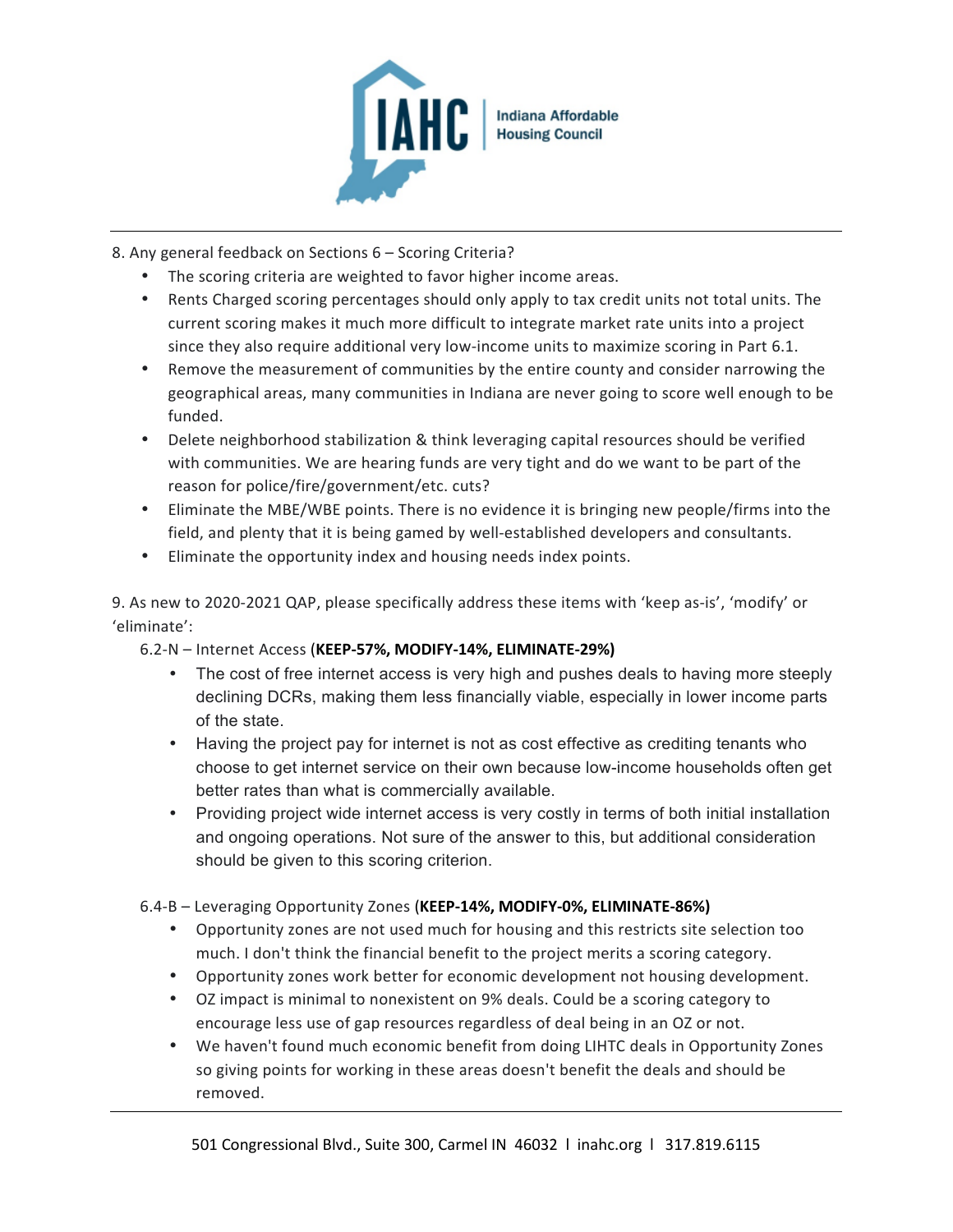8. Any general feedback on Sections 6 – Scoring Criteria?

- The scoring criteria are weighted to favor higher income areas.
- Rents Charged scoring percentages should only apply to tax credit units not total units. The current scoring makes it much more difficult to integrate market rate units into a project since they also require additional very low-income units to maximize scoring in Part 6.1.
- Remove the measurement of communities by the entire county and consider narrowing the geographical areas, many communities in Indiana are never going to score well enough to be funded.
- Delete neighborhood stabilization & think leveraging capital resources should be verified with communities. We are hearing funds are very tight and do we want to be part of the reason for police/fire/government/etc. cuts?
- Eliminate the MBE/WBE points. There is no evidence it is bringing new people/firms into the field, and plenty that it is being gamed by well-established developers and consultants.
- Eliminate the opportunity index and housing needs index points.

9. As new to 2020-2021 QAP, please specifically address these items with 'keep as-is', 'modify' or 'eliminate':

6.2-N – Internet Access (**KEEP-57%, MODIFY-14%, ELIMINATE-29%)**

- The cost of free internet access is very high and pushes deals to having more steeply declining DCRs, making them less financially viable, especially in lower income parts of the state.
- Having the project pay for internet is not as cost effective as crediting tenants who choose to get internet service on their own because low-income households often get better rates than what is commercially available.
- Providing project wide internet access is very costly in terms of both initial installation and ongoing operations. Not sure of the answer to this, but additional consideration should be given to this scoring criterion.

6.4-B – Leveraging Opportunity Zones (**KEEP-14%, MODIFY-0%, ELIMINATE-86%)**

- Opportunity zones are not used much for housing and this restricts site selection too much. I don't think the financial benefit to the project merits a scoring category.
- Opportunity zones work better for economic development not housing development.
- OZ impact is minimal to nonexistent on 9% deals. Could be a scoring category to encourage less use of gap resources regardless of deal being in an OZ or not.
- We haven't found much economic benefit from doing LIHTC deals in Opportunity Zones so giving points for working in these areas doesn't benefit the deals and should be removed.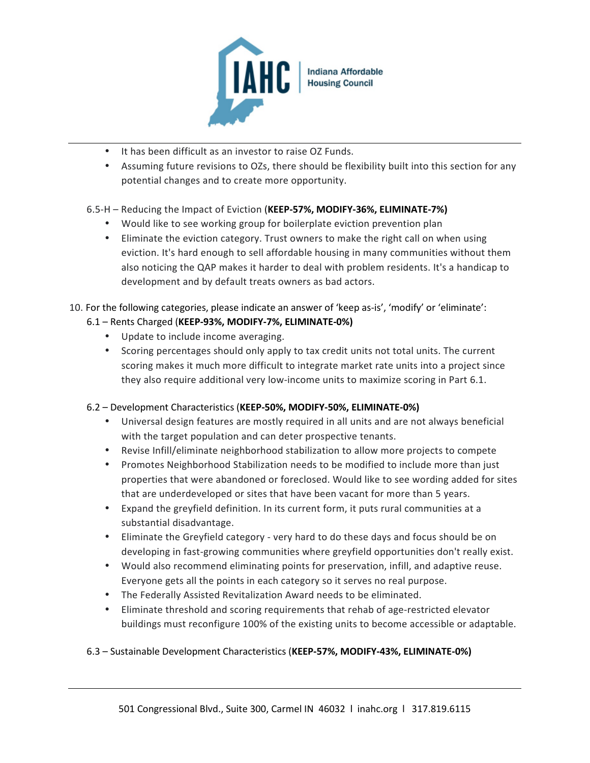- It has been difficult as an investor to raise OZ Funds.
- Assuming future revisions to OZs, there should be flexibility built into this section for any potential changes and to create more opportunity.

6.5-H – Reducing the Impact of Eviction (**KEEP-57%, MODIFY-36%, ELIMINATE-7%)**

- Would like to see working group for boilerplate eviction prevention plan
- Eliminate the eviction category. Trust owners to make the right call on when using eviction. It's hard enough to sell affordable housing in many communities without them also noticing the QAP makes it harder to deal with problem residents. It's a handicap to development and by default treats owners as bad actors.

10. For the following categories, please indicate an answer of 'keep as-is', 'modify' or 'eliminate':

6.1 – Rents Charged (**KEEP-93%, MODIFY-7%, ELIMINATE-0%)**

- Update to include income averaging.
- Scoring percentages should only apply to tax credit units not total units. The current scoring makes it much more difficult to integrate market rate units into a project since they also require additional very low-income units to maximize scoring in Part 6.1.

6.2 – Development Characteristics (**KEEP-50%, MODIFY-50%, ELIMINATE-0%)**

- Universal design features are mostly required in all units and are not always beneficial with the target population and can deter prospective tenants.
- Revise Infill/eliminate neighborhood stabilization to allow more projects to compete
- Promotes Neighborhood Stabilization needs to be modified to include more than just properties that were abandoned or foreclosed. Would like to see wording added for sites that are underdeveloped or sites that have been vacant for more than 5 years.
- Expand the greyfield definition. In its current form, it puts rural communities at a substantial disadvantage.
- Eliminate the Greyfield category - very hard to do these days and focus should be on developing in fast-growing communities where greyfield opportunities don't really exist.
- Would also recommend eliminating points for preservation, infill, and adaptive reuse. Everyone gets all the points in each category so it serves no real purpose.
- The Federally Assisted Revitalization Award needs to be eliminated.
- Eliminate threshold and scoring requirements that rehab of age-restricted elevator buildings must reconfigure 100% of the existing units to become accessible or adaptable.

6.3 – Sustainable Development Characteristics (**KEEP-57%, MODIFY-43%, ELIMINATE-0%)**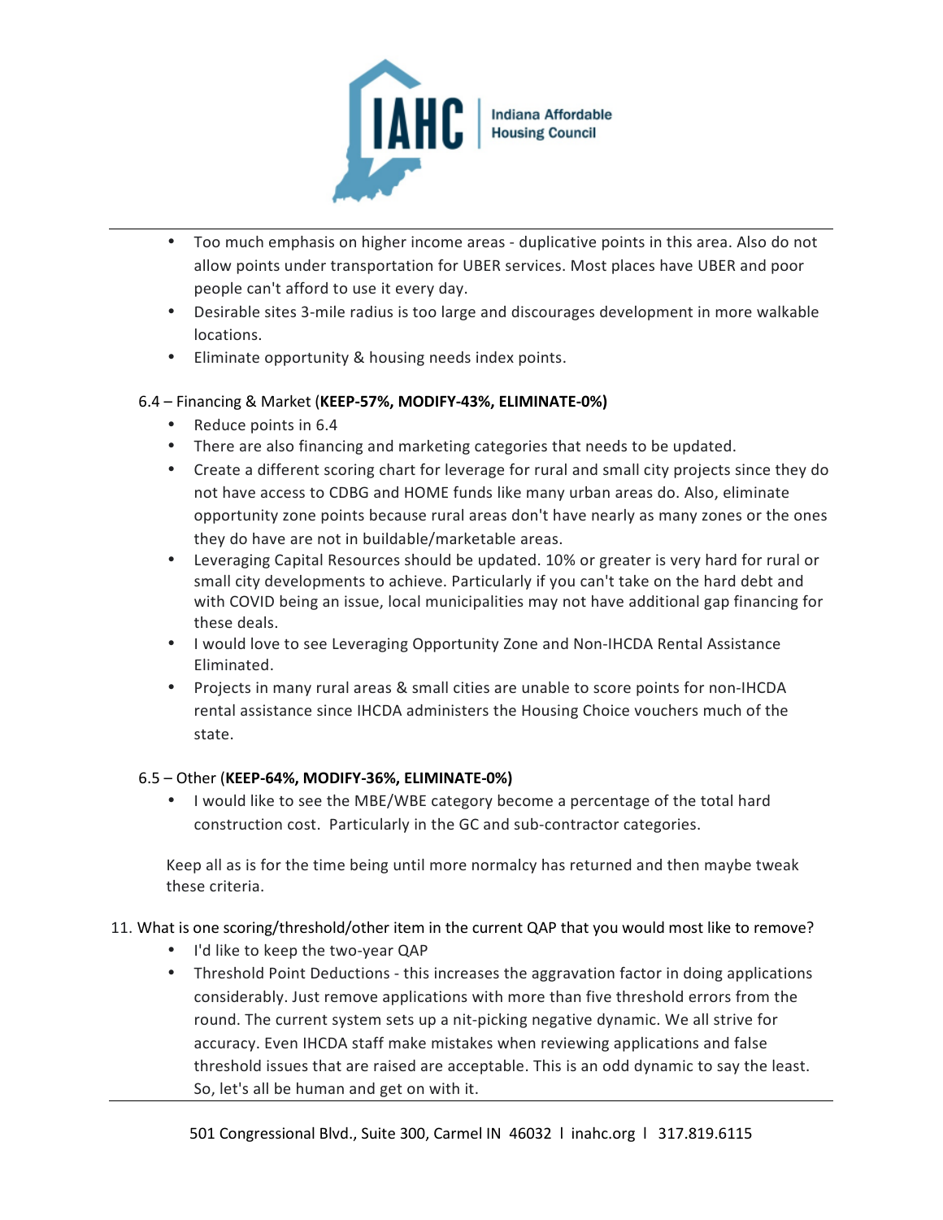- Too much emphasis on higher income areas - duplicative points in this area. Also do not allow points under transportation for UBER services. Most places have UBER and poor people can't afford to use it every day.
- Desirable sites 3-mile radius is too large and discourages development in more walkable locations.
- Eliminate opportunity & housing needs index points.

6.4 – Financing & Market (**KEEP-57%, MODIFY-43%, ELIMINATE-0%)**

- Reduce points in 6.4
- There are also financing and marketing categories that needs to be updated.
- Create a different scoring chart for leverage for rural and small city projects since they do not have access to CDBG and HOME funds like many urban areas do. Also, eliminate opportunity zone points because rural areas don't have nearly as many zones or the ones they do have are not in buildable/marketable areas.
- Leveraging Capital Resources should be updated. 10% or greater is very hard for rural or small city developments to achieve. Particularly if you can't take on the hard debt and with COVID being an issue, local municipalities may not have additional gap financing for these deals.
- I would love to see Leveraging Opportunity Zone and Non-IHCDA Rental Assistance Eliminated.
- Projects in many rural areas & small cities are unable to score points for non-IHCDA rental assistance since IHCDA administers the Housing Choice vouchers much of the state.

6.5 – Other (**KEEP-64%, MODIFY-36%, ELIMINATE-0%)**

- I would like to see the MBE/WBE category become a percentage of the total hard construction cost. Particularly in the GC and sub-contractor categories.

Keep all as is for the time being until more normalcy has returned and then maybe tweak these criteria.

11. What is one scoring/threshold/other item in the current QAP that you would most like to remove?
    - I'd like to keep the two-year QAP
    - Threshold Point Deductions - this increases the aggravation factor in doing applications considerably. Just remove applications with more than five threshold errors from the round. The current system sets up a nit-picking negative dynamic. We all strive for accuracy. Even IHCDA staff make mistakes when reviewing applications and false threshold issues that are raised are acceptable. This is an odd dynamic to say the least. So, let's all be human and get on with it.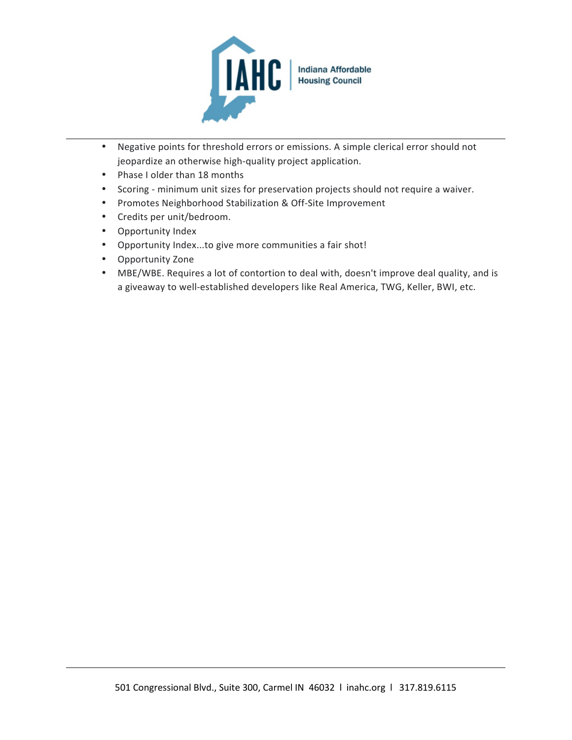- Negative points for threshold errors or emissions. A simple clerical error should not jeopardize an otherwise high-quality project application.
- Phase I older than 18 months
- Scoring - minimum unit sizes for preservation projects should not require a waiver.
- Promotes Neighborhood Stabilization & Off-Site Improvement
- Credits per unit/bedroom.
- Opportunity Index
- Opportunity Index...to give more communities a fair shot!
- Opportunity Zone
- MBE/WBE. Requires a lot of contortion to deal with, doesn't improve deal quality, and is a giveaway to well-established developers like Real America, TWG, Keller, BWI, etc.